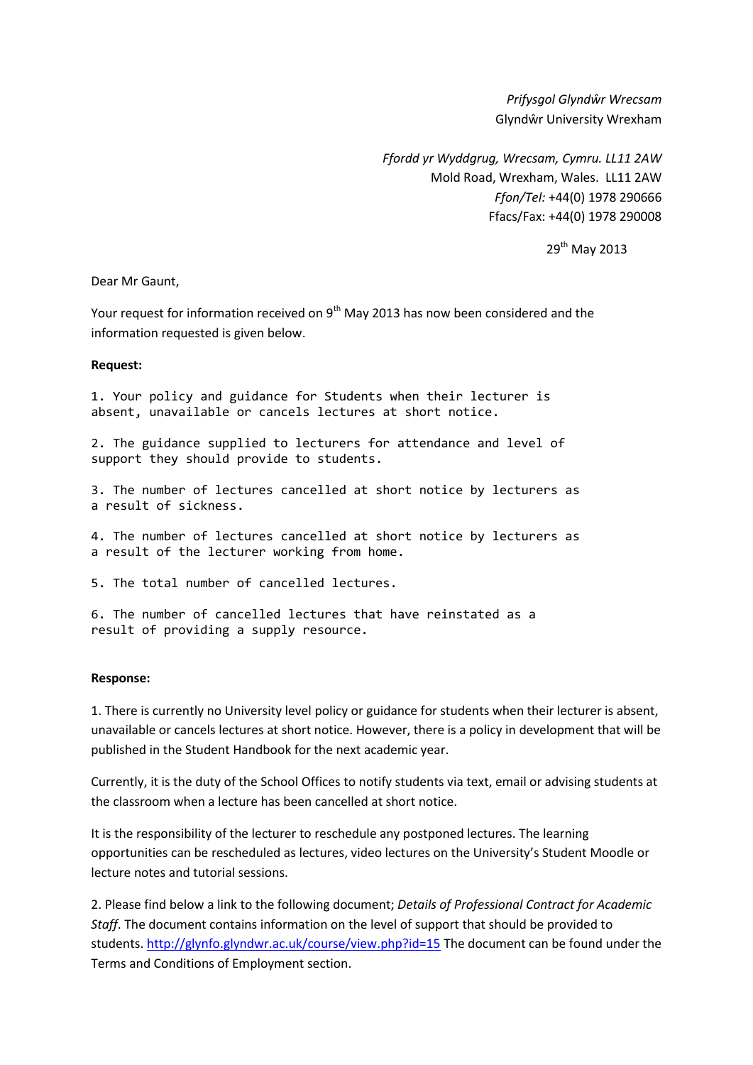*Prifysgol Glyndŵr Wrecsam*
Glyndŵr University Wrexham

*Ffordd yr Wyddgrug, Wrecsam, Cymru. LL11 2AW*
Mold Road, Wrexham, Wales. LL11 2AW
*Ffon/Tel:* +44(0) 1978 290666
Ffacs/Fax: +44(0) 1978 290008

29th May 2013

Dear Mr Gaunt,

Your request for information received on 9th May 2013 has now been considered and the information requested is given below.

**Request:**

```
1. Your policy and guidance for Students when their lecturer is
absent, unavailable or cancels lectures at short notice.

2. The guidance supplied to lecturers for attendance and level of
support they should provide to students.

3. The number of lectures cancelled at short notice by lecturers as
a result of sickness.

4. The number of lectures cancelled at short notice by lecturers as
a result of the lecturer working from home.

5. The total number of cancelled lectures.

6. The number of cancelled lectures that have reinstated as a
result of providing a supply resource.
```

**Response:**

1. There is currently no University level policy or guidance for students when their lecturer is absent, unavailable or cancels lectures at short notice. However, there is a policy in development that will be published in the Student Handbook for the next academic year.

Currently, it is the duty of the School Offices to notify students via text, email or advising students at the classroom when a lecture has been cancelled at short notice.

It is the responsibility of the lecturer to reschedule any postponed lectures. The learning opportunities can be rescheduled as lectures, video lectures on the University's Student Moodle or lecture notes and tutorial sessions.

2. Please find below a link to the following document; *Details of Professional Contract for Academic Staff*. The document contains information on the level of support that should be provided to students. http://glynfo.glyndwr.ac.uk/course/view.php?id=15 The document can be found under the Terms and Conditions of Employment section.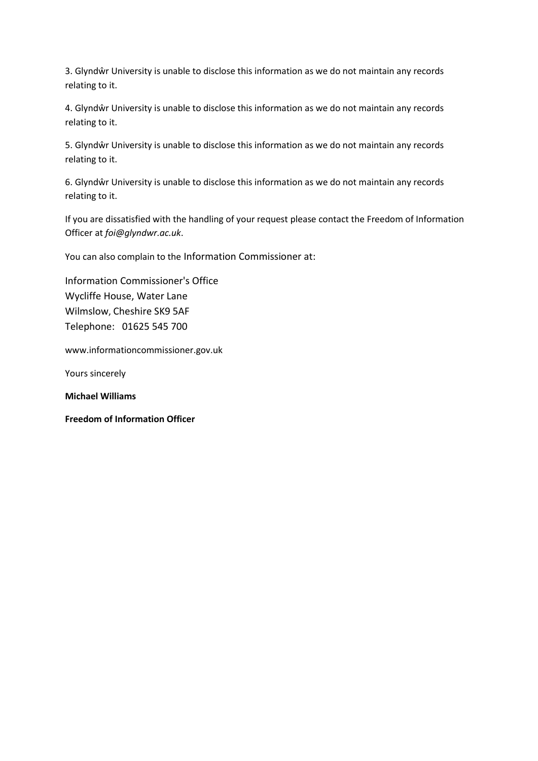3. Glyndŵr University is unable to disclose this information as we do not maintain any records relating to it.

4. Glyndŵr University is unable to disclose this information as we do not maintain any records relating to it.

5. Glyndŵr University is unable to disclose this information as we do not maintain any records relating to it.

6. Glyndŵr University is unable to disclose this information as we do not maintain any records relating to it.

If you are dissatisfied with the handling of your request please contact the Freedom of Information Officer at *foi@glyndwr.ac.uk*.

You can also complain to the Information Commissioner at:

Information Commissioner's Office
Wycliffe House, Water Lane
Wilmslow, Cheshire SK9 5AF
Telephone: 01625 545 700

www.informationcommissioner.gov.uk

Yours sincerely

**Michael Williams**

**Freedom of Information Officer**